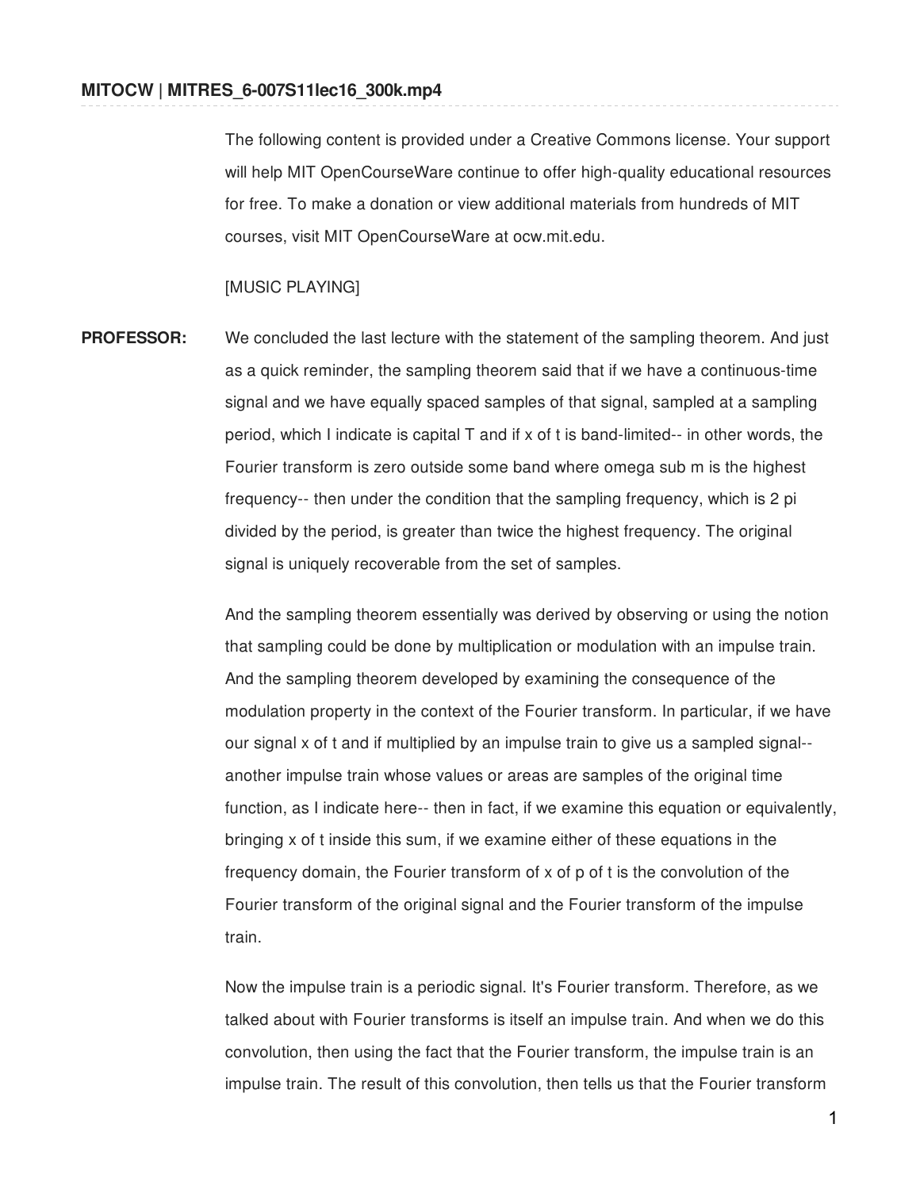**MITOCW | MITRES_6-007S11lec16_300k.mp4**

The following content is provided under a Creative Commons license. Your support will help MIT OpenCourseWare continue to offer high-quality educational resources for free. To make a donation or view additional materials from hundreds of MIT courses, visit MIT OpenCourseWare at ocw.mit.edu.

[MUSIC PLAYING]

**PROFESSOR:** We concluded the last lecture with the statement of the sampling theorem. And just as a quick reminder, the sampling theorem said that if we have a continuous-time signal and we have equally spaced samples of that signal, sampled at a sampling period, which I indicate is capital T and if x of t is band-limited-- in other words, the Fourier transform is zero outside some band where omega sub m is the highest frequency-- then under the condition that the sampling frequency, which is 2 pi divided by the period, is greater than twice the highest frequency. The original signal is uniquely recoverable from the set of samples.

And the sampling theorem essentially was derived by observing or using the notion that sampling could be done by multiplication or modulation with an impulse train. And the sampling theorem developed by examining the consequence of the modulation property in the context of the Fourier transform. In particular, if we have our signal x of t and if multiplied by an impulse train to give us a sampled signal-- another impulse train whose values or areas are samples of the original time function, as I indicate here-- then in fact, if we examine this equation or equivalently, bringing x of t inside this sum, if we examine either of these equations in the frequency domain, the Fourier transform of x of p of t is the convolution of the Fourier transform of the original signal and the Fourier transform of the impulse train.

Now the impulse train is a periodic signal. It's Fourier transform. Therefore, as we talked about with Fourier transforms is itself an impulse train. And when we do this convolution, then using the fact that the Fourier transform, the impulse train is an impulse train. The result of this convolution, then tells us that the Fourier transform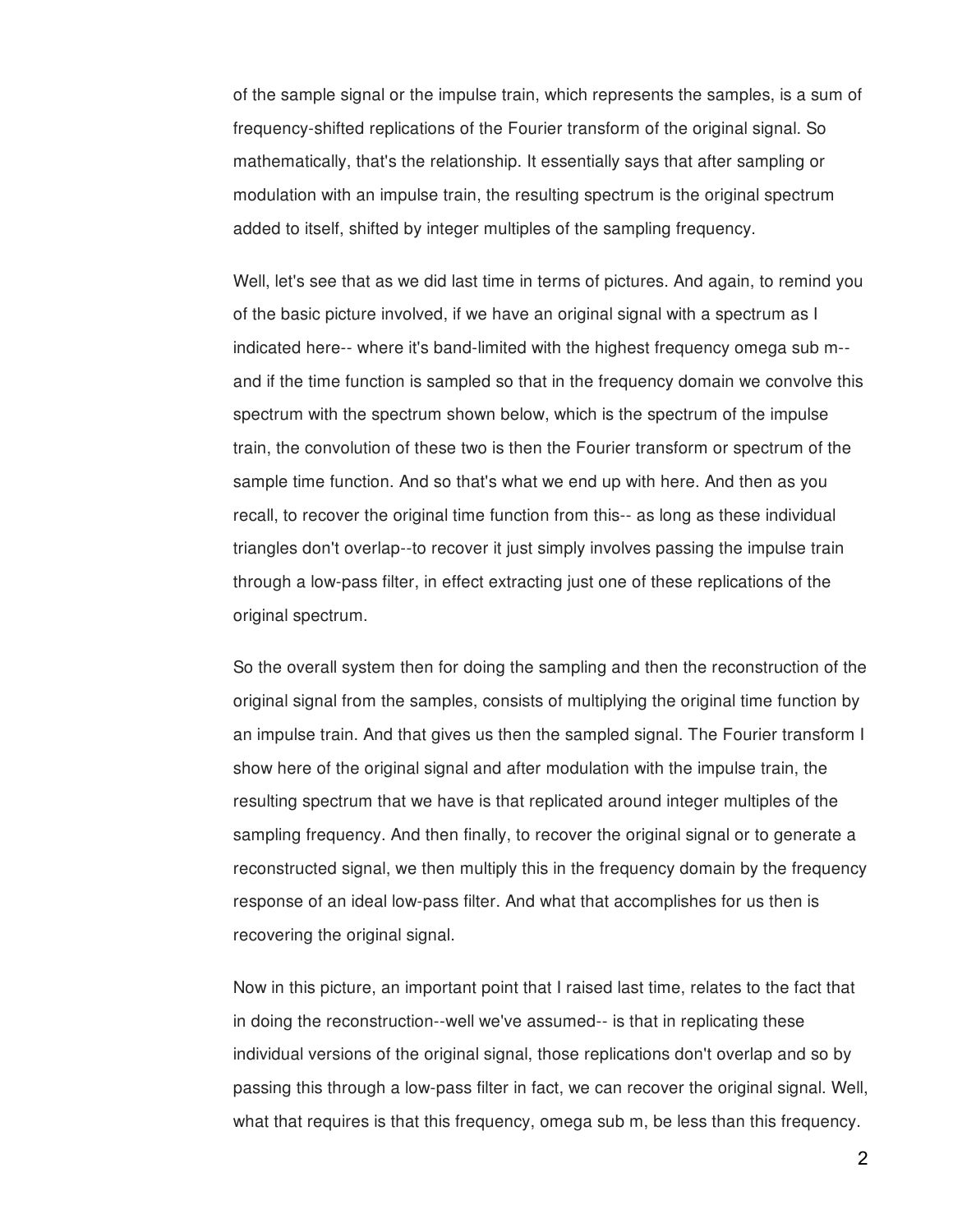of the sample signal or the impulse train, which represents the samples, is a sum of frequency-shifted replications of the Fourier transform of the original signal. So mathematically, that's the relationship. It essentially says that after sampling or modulation with an impulse train, the resulting spectrum is the original spectrum added to itself, shifted by integer multiples of the sampling frequency.

Well, let's see that as we did last time in terms of pictures. And again, to remind you of the basic picture involved, if we have an original signal with a spectrum as I indicated here-- where it's band-limited with the highest frequency omega sub m-- and if the time function is sampled so that in the frequency domain we convolve this spectrum with the spectrum shown below, which is the spectrum of the impulse train, the convolution of these two is then the Fourier transform or spectrum of the sample time function. And so that's what we end up with here. And then as you recall, to recover the original time function from this-- as long as these individual triangles don't overlap--to recover it just simply involves passing the impulse train through a low-pass filter, in effect extracting just one of these replications of the original spectrum.

So the overall system then for doing the sampling and then the reconstruction of the original signal from the samples, consists of multiplying the original time function by an impulse train. And that gives us then the sampled signal. The Fourier transform I show here of the original signal and after modulation with the impulse train, the resulting spectrum that we have is that replicated around integer multiples of the sampling frequency. And then finally, to recover the original signal or to generate a reconstructed signal, we then multiply this in the frequency domain by the frequency response of an ideal low-pass filter. And what that accomplishes for us then is recovering the original signal.

Now in this picture, an important point that I raised last time, relates to the fact that in doing the reconstruction--well we've assumed-- is that in replicating these individual versions of the original signal, those replications don't overlap and so by passing this through a low-pass filter in fact, we can recover the original signal. Well, what that requires is that this frequency, omega sub m, be less than this frequency.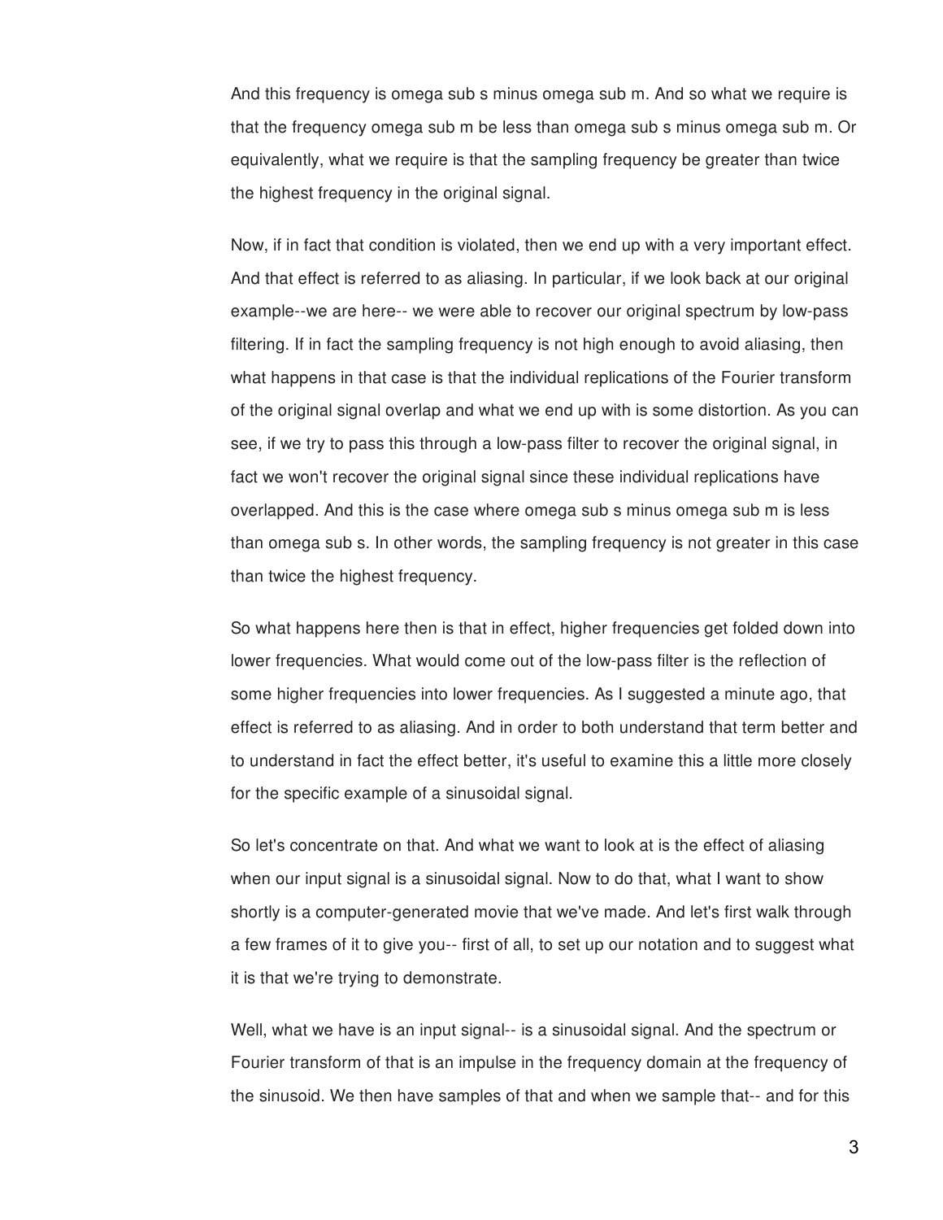And this frequency is omega sub s minus omega sub m. And so what we require is that the frequency omega sub m be less than omega sub s minus omega sub m. Or equivalently, what we require is that the sampling frequency be greater than twice the highest frequency in the original signal.

Now, if in fact that condition is violated, then we end up with a very important effect. And that effect is referred to as aliasing. In particular, if we look back at our original example--we are here-- we were able to recover our original spectrum by low-pass filtering. If in fact the sampling frequency is not high enough to avoid aliasing, then what happens in that case is that the individual replications of the Fourier transform of the original signal overlap and what we end up with is some distortion. As you can see, if we try to pass this through a low-pass filter to recover the original signal, in fact we won't recover the original signal since these individual replications have overlapped. And this is the case where omega sub s minus omega sub m is less than omega sub s. In other words, the sampling frequency is not greater in this case than twice the highest frequency.

So what happens here then is that in effect, higher frequencies get folded down into lower frequencies. What would come out of the low-pass filter is the reflection of some higher frequencies into lower frequencies. As I suggested a minute ago, that effect is referred to as aliasing. And in order to both understand that term better and to understand in fact the effect better, it's useful to examine this a little more closely for the specific example of a sinusoidal signal.

So let's concentrate on that. And what we want to look at is the effect of aliasing when our input signal is a sinusoidal signal. Now to do that, what I want to show shortly is a computer-generated movie that we've made. And let's first walk through a few frames of it to give you-- first of all, to set up our notation and to suggest what it is that we're trying to demonstrate.

Well, what we have is an input signal-- is a sinusoidal signal. And the spectrum or Fourier transform of that is an impulse in the frequency domain at the frequency of the sinusoid. We then have samples of that and when we sample that-- and for this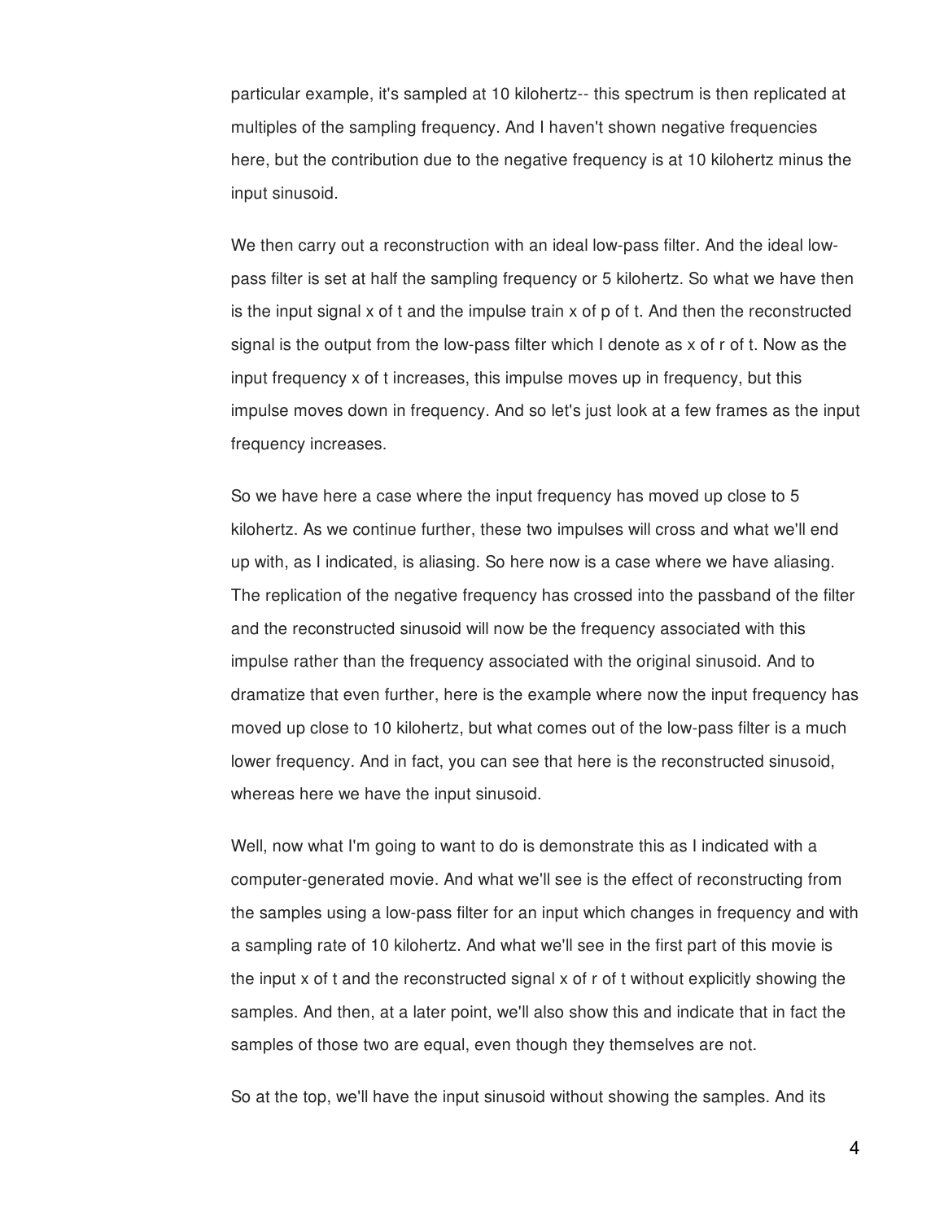particular example, it's sampled at 10 kilohertz-- this spectrum is then replicated at multiples of the sampling frequency. And I haven't shown negative frequencies here, but the contribution due to the negative frequency is at 10 kilohertz minus the input sinusoid.

We then carry out a reconstruction with an ideal low-pass filter. And the ideal low-pass filter is set at half the sampling frequency or 5 kilohertz. So what we have then is the input signal x of t and the impulse train x of p of t. And then the reconstructed signal is the output from the low-pass filter which I denote as x of r of t. Now as the input frequency x of t increases, this impulse moves up in frequency, but this impulse moves down in frequency. And so let's just look at a few frames as the input frequency increases.

So we have here a case where the input frequency has moved up close to 5 kilohertz. As we continue further, these two impulses will cross and what we'll end up with, as I indicated, is aliasing. So here now is a case where we have aliasing. The replication of the negative frequency has crossed into the passband of the filter and the reconstructed sinusoid will now be the frequency associated with this impulse rather than the frequency associated with the original sinusoid. And to dramatize that even further, here is the example where now the input frequency has moved up close to 10 kilohertz, but what comes out of the low-pass filter is a much lower frequency. And in fact, you can see that here is the reconstructed sinusoid, whereas here we have the input sinusoid.

Well, now what I'm going to want to do is demonstrate this as I indicated with a computer-generated movie. And what we'll see is the effect of reconstructing from the samples using a low-pass filter for an input which changes in frequency and with a sampling rate of 10 kilohertz. And what we'll see in the first part of this movie is the input x of t and the reconstructed signal x of r of t without explicitly showing the samples. And then, at a later point, we'll also show this and indicate that in fact the samples of those two are equal, even though they themselves are not.

So at the top, we'll have the input sinusoid without showing the samples. And its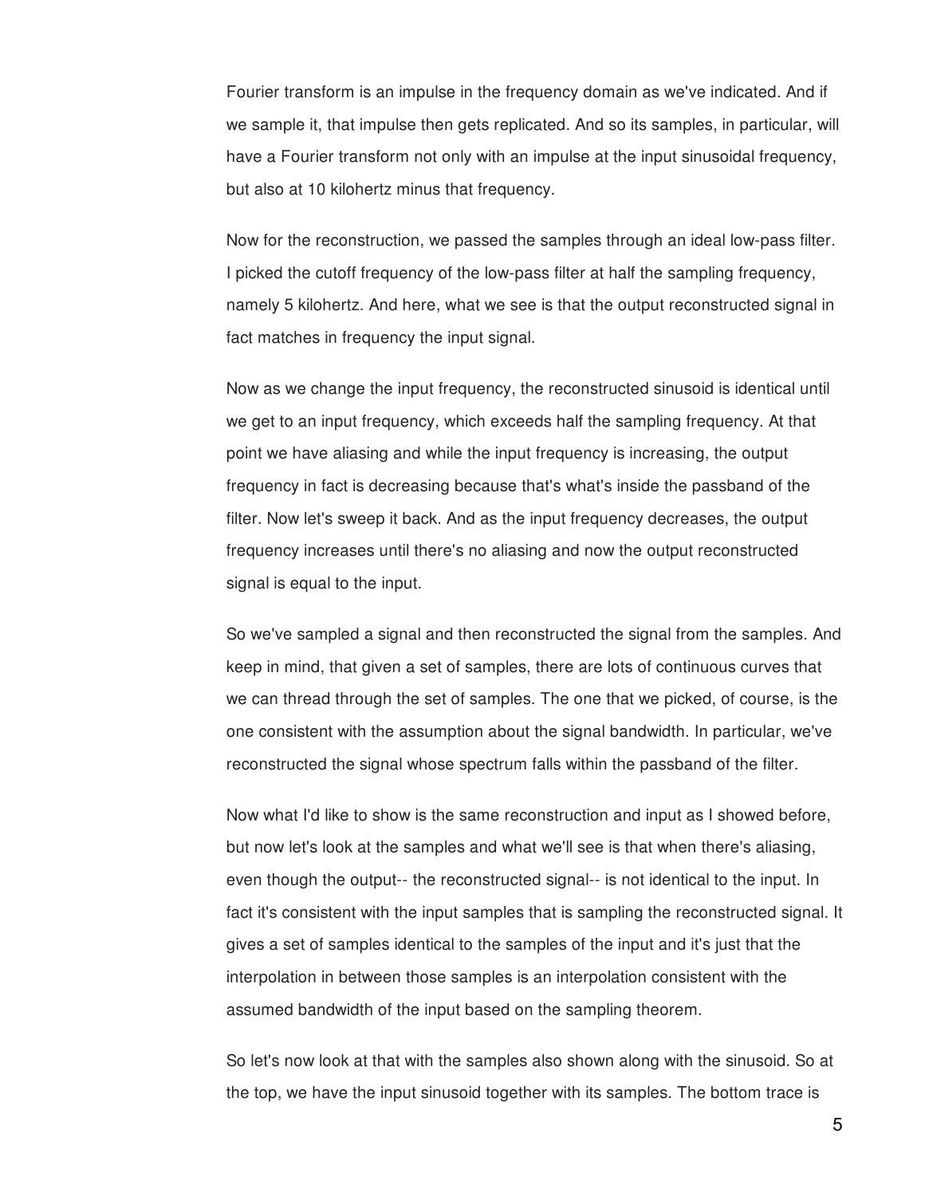Fourier transform is an impulse in the frequency domain as we've indicated. And if we sample it, that impulse then gets replicated. And so its samples, in particular, will have a Fourier transform not only with an impulse at the input sinusoidal frequency, but also at 10 kilohertz minus that frequency.

Now for the reconstruction, we passed the samples through an ideal low-pass filter. I picked the cutoff frequency of the low-pass filter at half the sampling frequency, namely 5 kilohertz. And here, what we see is that the output reconstructed signal in fact matches in frequency the input signal.

Now as we change the input frequency, the reconstructed sinusoid is identical until we get to an input frequency, which exceeds half the sampling frequency. At that point we have aliasing and while the input frequency is increasing, the output frequency in fact is decreasing because that's what's inside the passband of the filter. Now let's sweep it back. And as the input frequency decreases, the output frequency increases until there's no aliasing and now the output reconstructed signal is equal to the input.

So we've sampled a signal and then reconstructed the signal from the samples. And keep in mind, that given a set of samples, there are lots of continuous curves that we can thread through the set of samples. The one that we picked, of course, is the one consistent with the assumption about the signal bandwidth. In particular, we've reconstructed the signal whose spectrum falls within the passband of the filter.

Now what I'd like to show is the same reconstruction and input as I showed before, but now let's look at the samples and what we'll see is that when there's aliasing, even though the output-- the reconstructed signal-- is not identical to the input. In fact it's consistent with the input samples that is sampling the reconstructed signal. It gives a set of samples identical to the samples of the input and it's just that the interpolation in between those samples is an interpolation consistent with the assumed bandwidth of the input based on the sampling theorem.

So let's now look at that with the samples also shown along with the sinusoid. So at the top, we have the input sinusoid together with its samples. The bottom trace is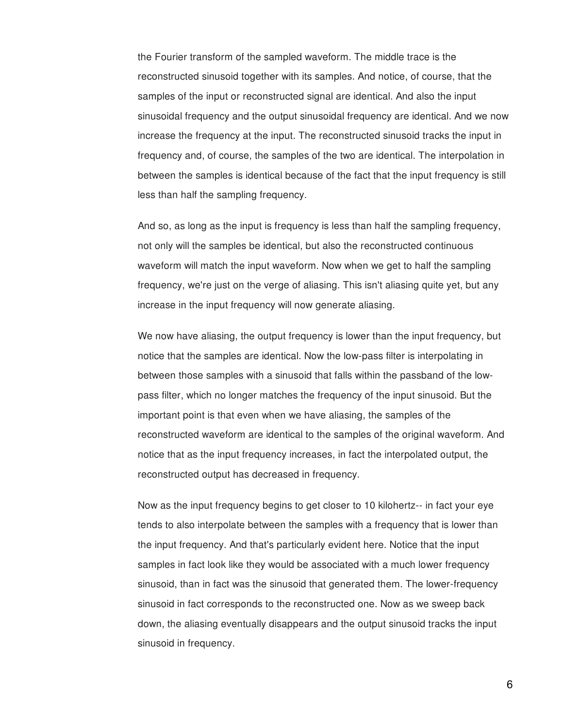the Fourier transform of the sampled waveform. The middle trace is the reconstructed sinusoid together with its samples. And notice, of course, that the samples of the input or reconstructed signal are identical. And also the input sinusoidal frequency and the output sinusoidal frequency are identical. And we now increase the frequency at the input. The reconstructed sinusoid tracks the input in frequency and, of course, the samples of the two are identical. The interpolation in between the samples is identical because of the fact that the input frequency is still less than half the sampling frequency.

And so, as long as the input is frequency is less than half the sampling frequency, not only will the samples be identical, but also the reconstructed continuous waveform will match the input waveform. Now when we get to half the sampling frequency, we're just on the verge of aliasing. This isn't aliasing quite yet, but any increase in the input frequency will now generate aliasing.

We now have aliasing, the output frequency is lower than the input frequency, but notice that the samples are identical. Now the low-pass filter is interpolating in between those samples with a sinusoid that falls within the passband of the low-pass filter, which no longer matches the frequency of the input sinusoid. But the important point is that even when we have aliasing, the samples of the reconstructed waveform are identical to the samples of the original waveform. And notice that as the input frequency increases, in fact the interpolated output, the reconstructed output has decreased in frequency.

Now as the input frequency begins to get closer to 10 kilohertz-- in fact your eye tends to also interpolate between the samples with a frequency that is lower than the input frequency. And that's particularly evident here. Notice that the input samples in fact look like they would be associated with a much lower frequency sinusoid, than in fact was the sinusoid that generated them. The lower-frequency sinusoid in fact corresponds to the reconstructed one. Now as we sweep back down, the aliasing eventually disappears and the output sinusoid tracks the input sinusoid in frequency.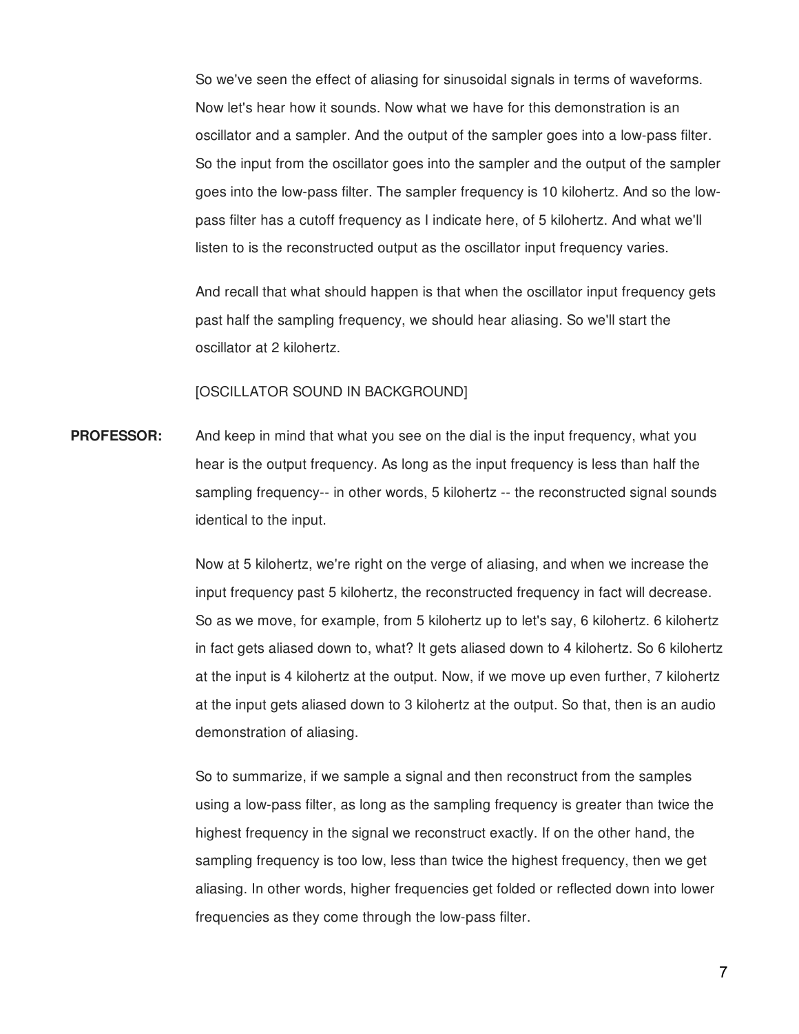So we've seen the effect of aliasing for sinusoidal signals in terms of waveforms. Now let's hear how it sounds. Now what we have for this demonstration is an oscillator and a sampler. And the output of the sampler goes into a low-pass filter. So the input from the oscillator goes into the sampler and the output of the sampler goes into the low-pass filter. The sampler frequency is 10 kilohertz. And so the low-pass filter has a cutoff frequency as I indicate here, of 5 kilohertz. And what we'll listen to is the reconstructed output as the oscillator input frequency varies.

And recall that what should happen is that when the oscillator input frequency gets past half the sampling frequency, we should hear aliasing. So we'll start the oscillator at 2 kilohertz.

[OSCILLATOR SOUND IN BACKGROUND]

**PROFESSOR:** And keep in mind that what you see on the dial is the input frequency, what you hear is the output frequency. As long as the input frequency is less than half the sampling frequency-- in other words, 5 kilohertz -- the reconstructed signal sounds identical to the input.

Now at 5 kilohertz, we're right on the verge of aliasing, and when we increase the input frequency past 5 kilohertz, the reconstructed frequency in fact will decrease. So as we move, for example, from 5 kilohertz up to let's say, 6 kilohertz. 6 kilohertz in fact gets aliased down to, what? It gets aliased down to 4 kilohertz. So 6 kilohertz at the input is 4 kilohertz at the output. Now, if we move up even further, 7 kilohertz at the input gets aliased down to 3 kilohertz at the output. So that, then is an audio demonstration of aliasing.

So to summarize, if we sample a signal and then reconstruct from the samples using a low-pass filter, as long as the sampling frequency is greater than twice the highest frequency in the signal we reconstruct exactly. If on the other hand, the sampling frequency is too low, less than twice the highest frequency, then we get aliasing. In other words, higher frequencies get folded or reflected down into lower frequencies as they come through the low-pass filter.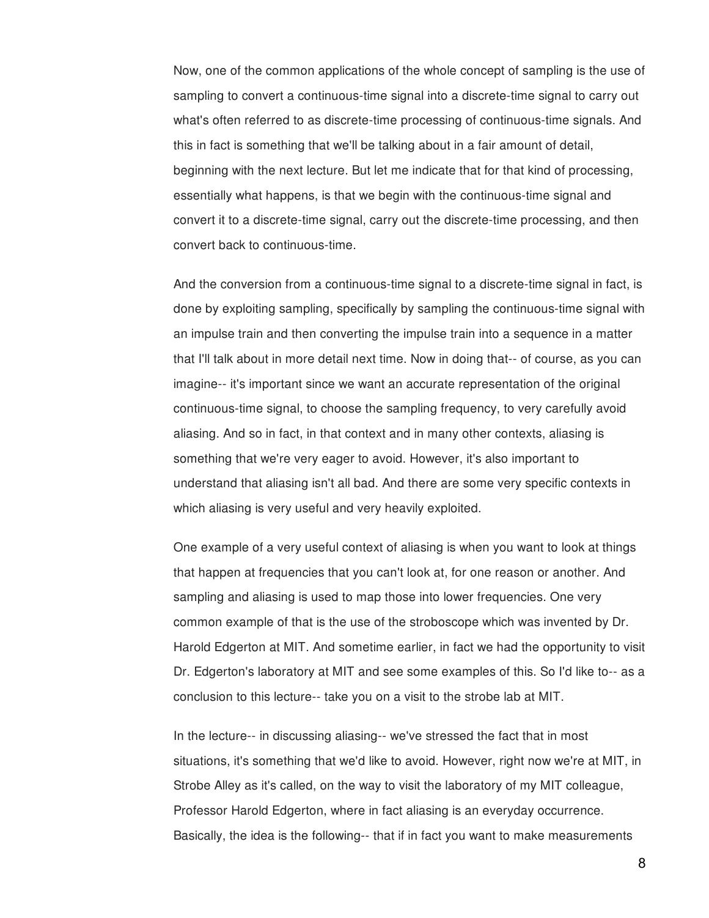Now, one of the common applications of the whole concept of sampling is the use of sampling to convert a continuous-time signal into a discrete-time signal to carry out what's often referred to as discrete-time processing of continuous-time signals. And this in fact is something that we'll be talking about in a fair amount of detail, beginning with the next lecture. But let me indicate that for that kind of processing, essentially what happens, is that we begin with the continuous-time signal and convert it to a discrete-time signal, carry out the discrete-time processing, and then convert back to continuous-time.

And the conversion from a continuous-time signal to a discrete-time signal in fact, is done by exploiting sampling, specifically by sampling the continuous-time signal with an impulse train and then converting the impulse train into a sequence in a matter that I'll talk about in more detail next time. Now in doing that-- of course, as you can imagine-- it's important since we want an accurate representation of the original continuous-time signal, to choose the sampling frequency, to very carefully avoid aliasing. And so in fact, in that context and in many other contexts, aliasing is something that we're very eager to avoid. However, it's also important to understand that aliasing isn't all bad. And there are some very specific contexts in which aliasing is very useful and very heavily exploited.

One example of a very useful context of aliasing is when you want to look at things that happen at frequencies that you can't look at, for one reason or another. And sampling and aliasing is used to map those into lower frequencies. One very common example of that is the use of the stroboscope which was invented by Dr. Harold Edgerton at MIT. And sometime earlier, in fact we had the opportunity to visit Dr. Edgerton's laboratory at MIT and see some examples of this. So I'd like to-- as a conclusion to this lecture-- take you on a visit to the strobe lab at MIT.

In the lecture-- in discussing aliasing-- we've stressed the fact that in most situations, it's something that we'd like to avoid. However, right now we're at MIT, in Strobe Alley as it's called, on the way to visit the laboratory of my MIT colleague, Professor Harold Edgerton, where in fact aliasing is an everyday occurrence. Basically, the idea is the following-- that if in fact you want to make measurements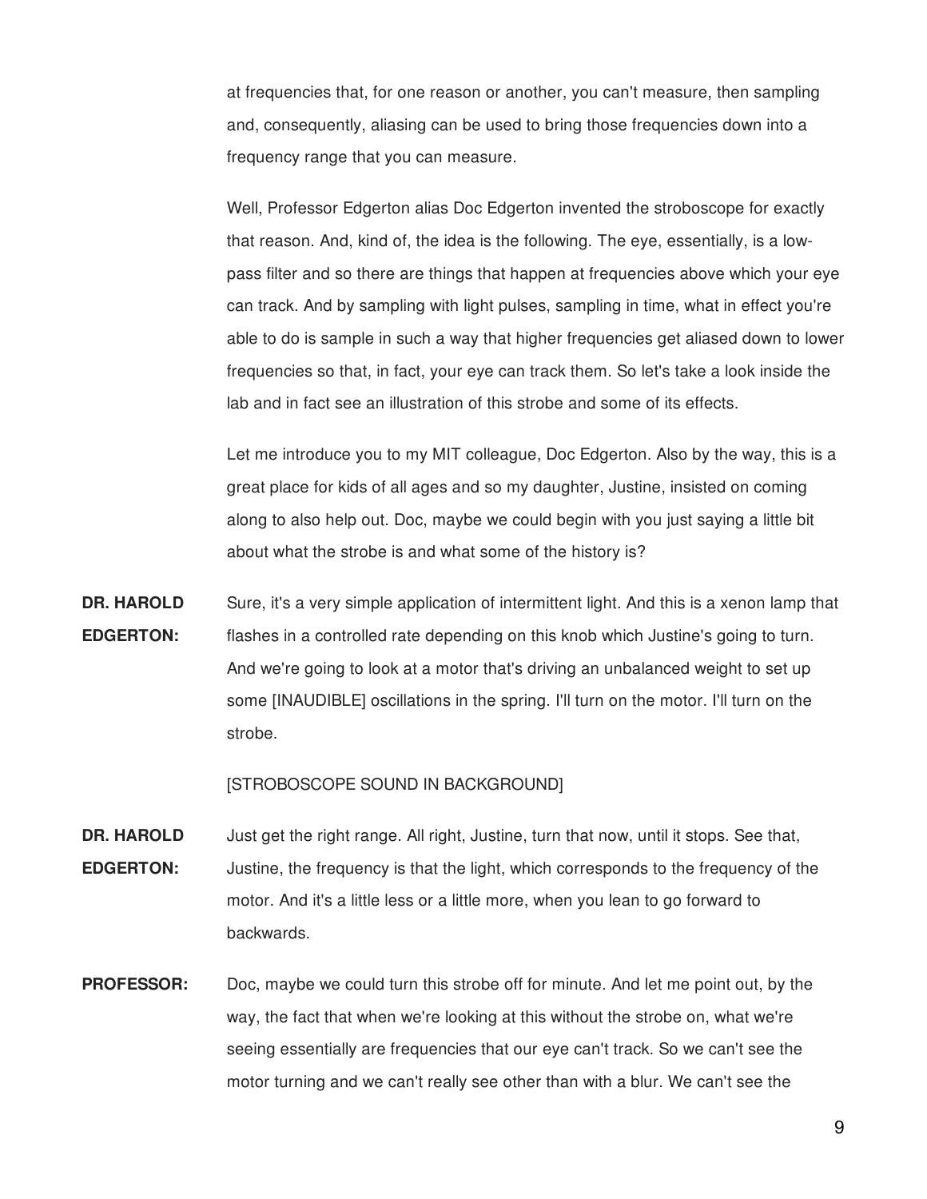at frequencies that, for one reason or another, you can't measure, then sampling and, consequently, aliasing can be used to bring those frequencies down into a frequency range that you can measure.

Well, Professor Edgerton alias Doc Edgerton invented the stroboscope for exactly that reason. And, kind of, the idea is the following. The eye, essentially, is a low-pass filter and so there are things that happen at frequencies above which your eye can track. And by sampling with light pulses, sampling in time, what in effect you're able to do is sample in such a way that higher frequencies get aliased down to lower frequencies so that, in fact, your eye can track them. So let's take a look inside the lab and in fact see an illustration of this strobe and some of its effects.

Let me introduce you to my MIT colleague, Doc Edgerton. Also by the way, this is a great place for kids of all ages and so my daughter, Justine, insisted on coming along to also help out. Doc, maybe we could begin with you just saying a little bit about what the strobe is and what some of the history is?

**DR. HAROLD EDGERTON:** Sure, it's a very simple application of intermittent light. And this is a xenon lamp that flashes in a controlled rate depending on this knob which Justine's going to turn. And we're going to look at a motor that's driving an unbalanced weight to set up some [INAUDIBLE] oscillations in the spring. I'll turn on the motor. I'll turn on the strobe.

[STROBOSCOPE SOUND IN BACKGROUND]

**DR. HAROLD EDGERTON:** Just get the right range. All right, Justine, turn that now, until it stops. See that, Justine, the frequency is that the light, which corresponds to the frequency of the motor. And it's a little less or a little more, when you lean to go forward to backwards.

**PROFESSOR:** Doc, maybe we could turn this strobe off for minute. And let me point out, by the way, the fact that when we're looking at this without the strobe on, what we're seeing essentially are frequencies that our eye can't track. So we can't see the motor turning and we can't really see other than with a blur. We can't see the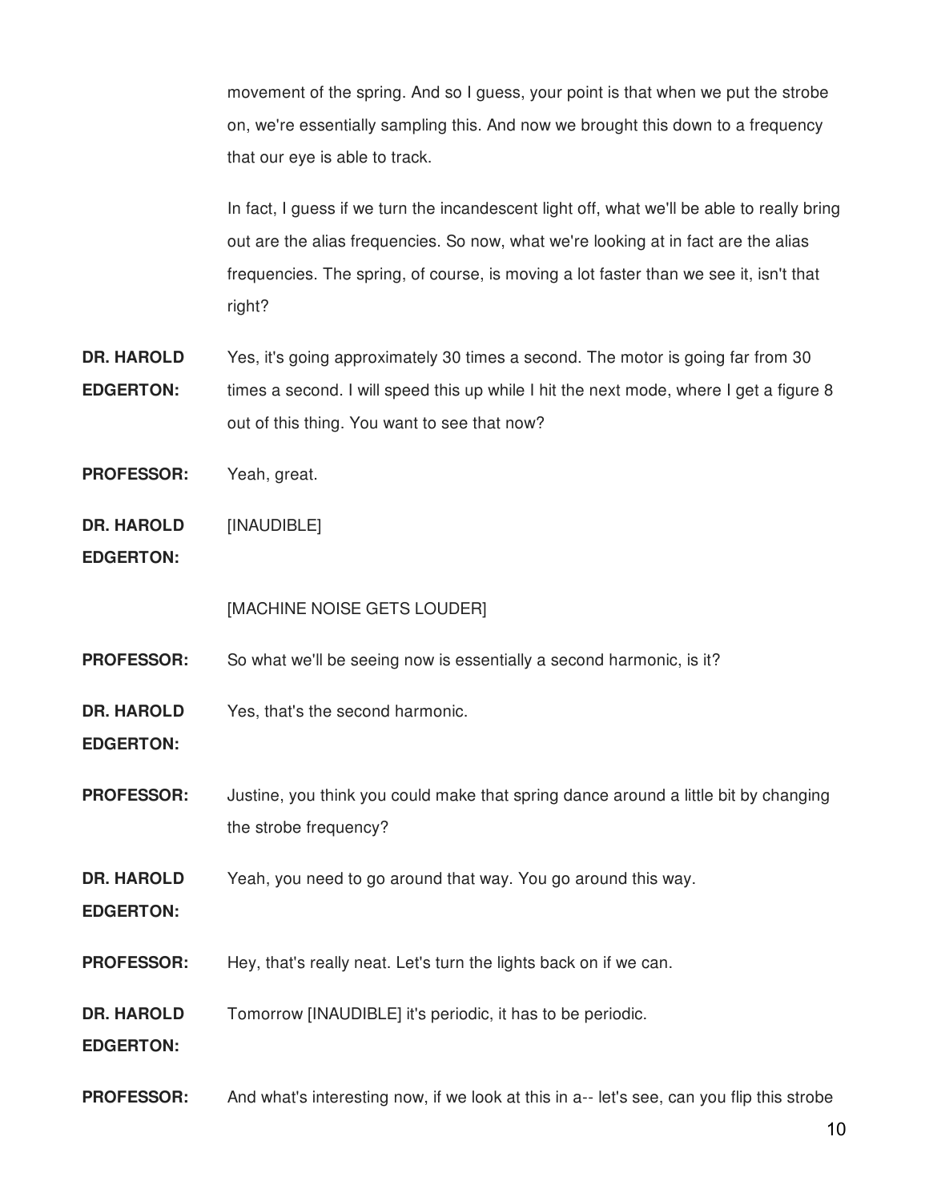movement of the spring. And so I guess, your point is that when we put the strobe on, we're essentially sampling this. And now we brought this down to a frequency that our eye is able to track.

In fact, I guess if we turn the incandescent light off, what we'll be able to really bring out are the alias frequencies. So now, what we're looking at in fact are the alias frequencies. The spring, of course, is moving a lot faster than we see it, isn't that right?

**DR. HAROLD EDGERTON:** Yes, it's going approximately 30 times a second. The motor is going far from 30 times a second. I will speed this up while I hit the next mode, where I get a figure 8 out of this thing. You want to see that now?

**PROFESSOR:** Yeah, great.

**DR. HAROLD EDGERTON:** [INAUDIBLE]

[MACHINE NOISE GETS LOUDER]

**PROFESSOR:** So what we'll be seeing now is essentially a second harmonic, is it?

**DR. HAROLD EDGERTON:** Yes, that's the second harmonic.

**PROFESSOR:** Justine, you think you could make that spring dance around a little bit by changing the strobe frequency?

**DR. HAROLD EDGERTON:** Yeah, you need to go around that way. You go around this way.

**PROFESSOR:** Hey, that's really neat. Let's turn the lights back on if we can.

**DR. HAROLD EDGERTON:** Tomorrow [INAUDIBLE] it's periodic, it has to be periodic.

**PROFESSOR:** And what's interesting now, if we look at this in a-- let's see, can you flip this strobe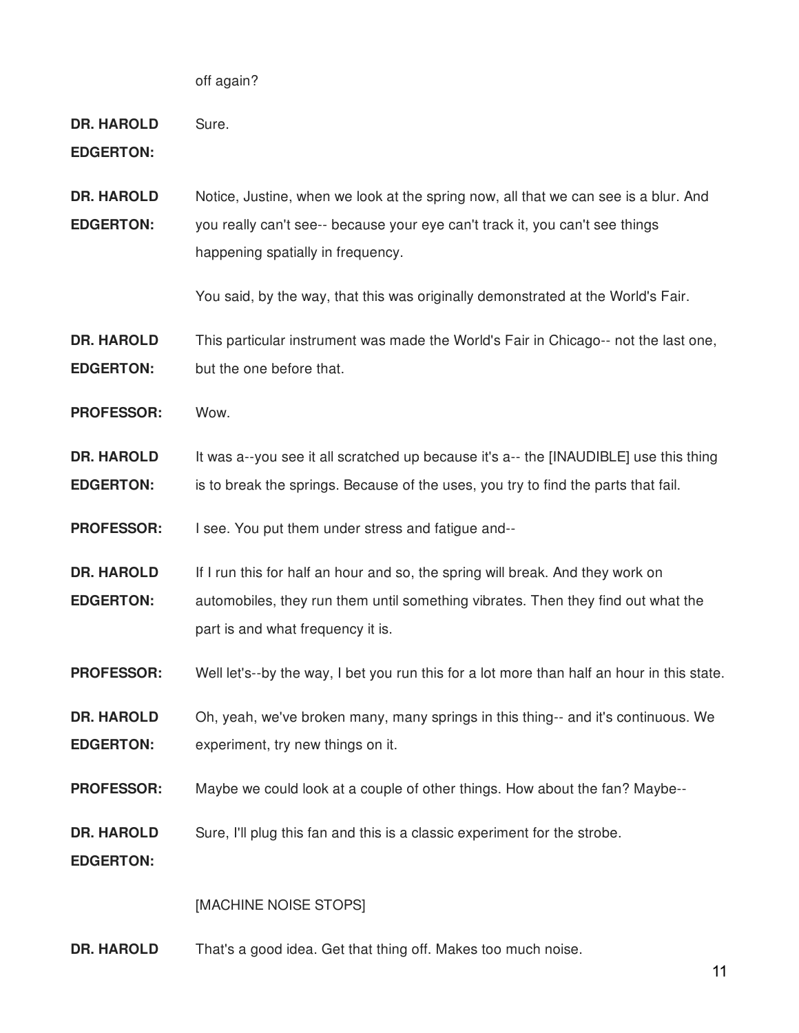off again?

**DR. HAROLD EDGERTON:** Sure.

**DR. HAROLD EDGERTON:** Notice, Justine, when we look at the spring now, all that we can see is a blur. And you really can't see-- because your eye can't track it, you can't see things happening spatially in frequency.

You said, by the way, that this was originally demonstrated at the World's Fair.

**DR. HAROLD EDGERTON:** This particular instrument was made the World's Fair in Chicago-- not the last one, but the one before that.

**PROFESSOR:** Wow.

**DR. HAROLD EDGERTON:** It was a--you see it all scratched up because it's a-- the [INAUDIBLE] use this thing is to break the springs. Because of the uses, you try to find the parts that fail.

**PROFESSOR:** I see. You put them under stress and fatigue and--

**DR. HAROLD EDGERTON:** If I run this for half an hour and so, the spring will break. And they work on automobiles, they run them until something vibrates. Then they find out what the part is and what frequency it is.

**PROFESSOR:** Well let's--by the way, I bet you run this for a lot more than half an hour in this state.

**DR. HAROLD EDGERTON:** Oh, yeah, we've broken many, many springs in this thing-- and it's continuous. We experiment, try new things on it.

**PROFESSOR:** Maybe we could look at a couple of other things. How about the fan? Maybe--

**DR. HAROLD EDGERTON:** Sure, I'll plug this fan and this is a classic experiment for the strobe.

[MACHINE NOISE STOPS]

**DR. HAROLD** That's a good idea. Get that thing off. Makes too much noise.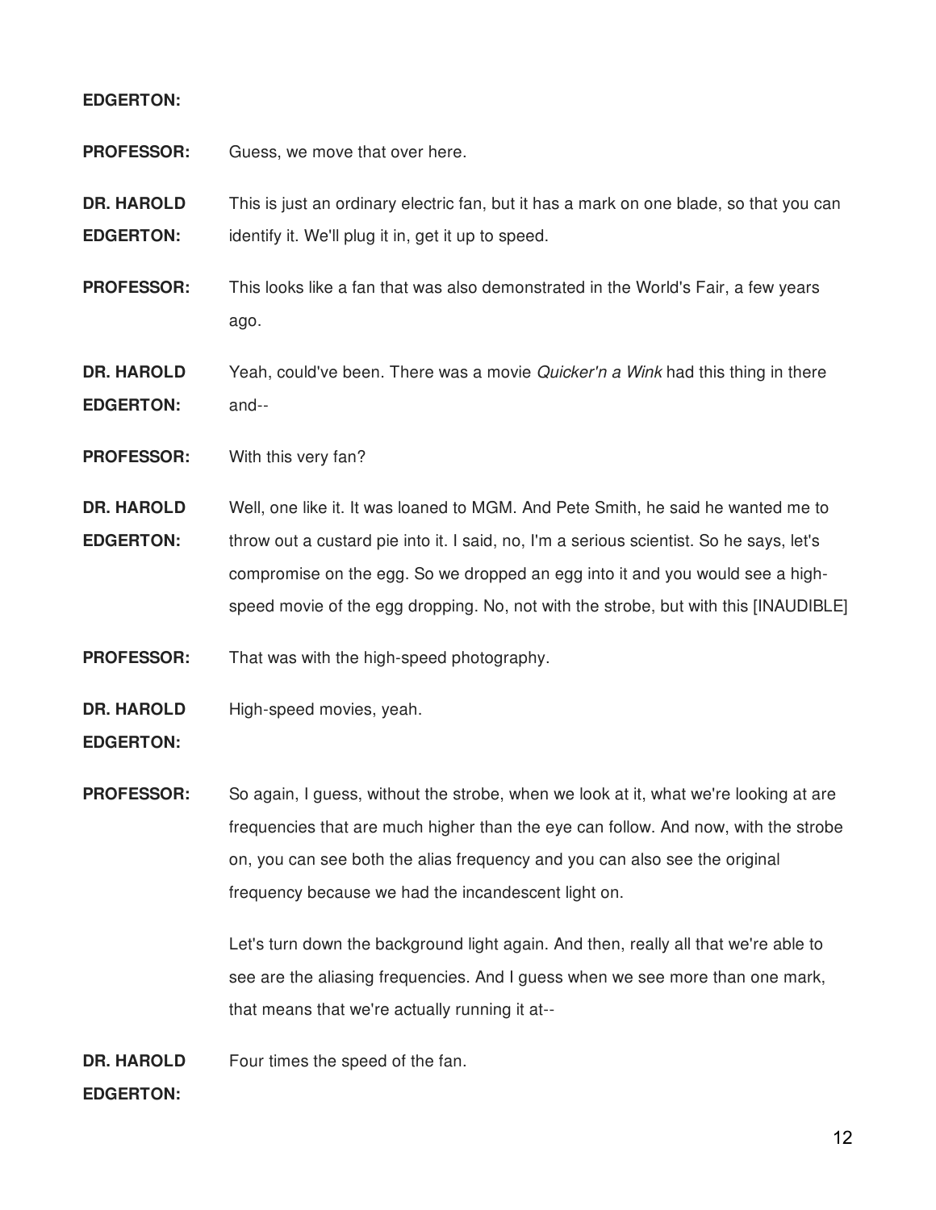**EDGERTON:**

**PROFESSOR:** Guess, we move that over here.

**DR. HAROLD EDGERTON:** This is just an ordinary electric fan, but it has a mark on one blade, so that you can identify it. We'll plug it in, get it up to speed.

**PROFESSOR:** This looks like a fan that was also demonstrated in the World's Fair, a few years ago.

**DR. HAROLD EDGERTON:** Yeah, could've been. There was a movie *Quicker'n a Wink* had this thing in there and--

**PROFESSOR:** With this very fan?

**DR. HAROLD EDGERTON:** Well, one like it. It was loaned to MGM. And Pete Smith, he said he wanted me to throw out a custard pie into it. I said, no, I'm a serious scientist. So he says, let's compromise on the egg. So we dropped an egg into it and you would see a high-speed movie of the egg dropping. No, not with the strobe, but with this [INAUDIBLE]

**PROFESSOR:** That was with the high-speed photography.

**DR. HAROLD EDGERTON:** High-speed movies, yeah.

**PROFESSOR:** So again, I guess, without the strobe, when we look at it, what we're looking at are frequencies that are much higher than the eye can follow. And now, with the strobe on, you can see both the alias frequency and you can also see the original frequency because we had the incandescent light on.

Let's turn down the background light again. And then, really all that we're able to see are the aliasing frequencies. And I guess when we see more than one mark, that means that we're actually running it at--

**DR. HAROLD EDGERTON:** Four times the speed of the fan.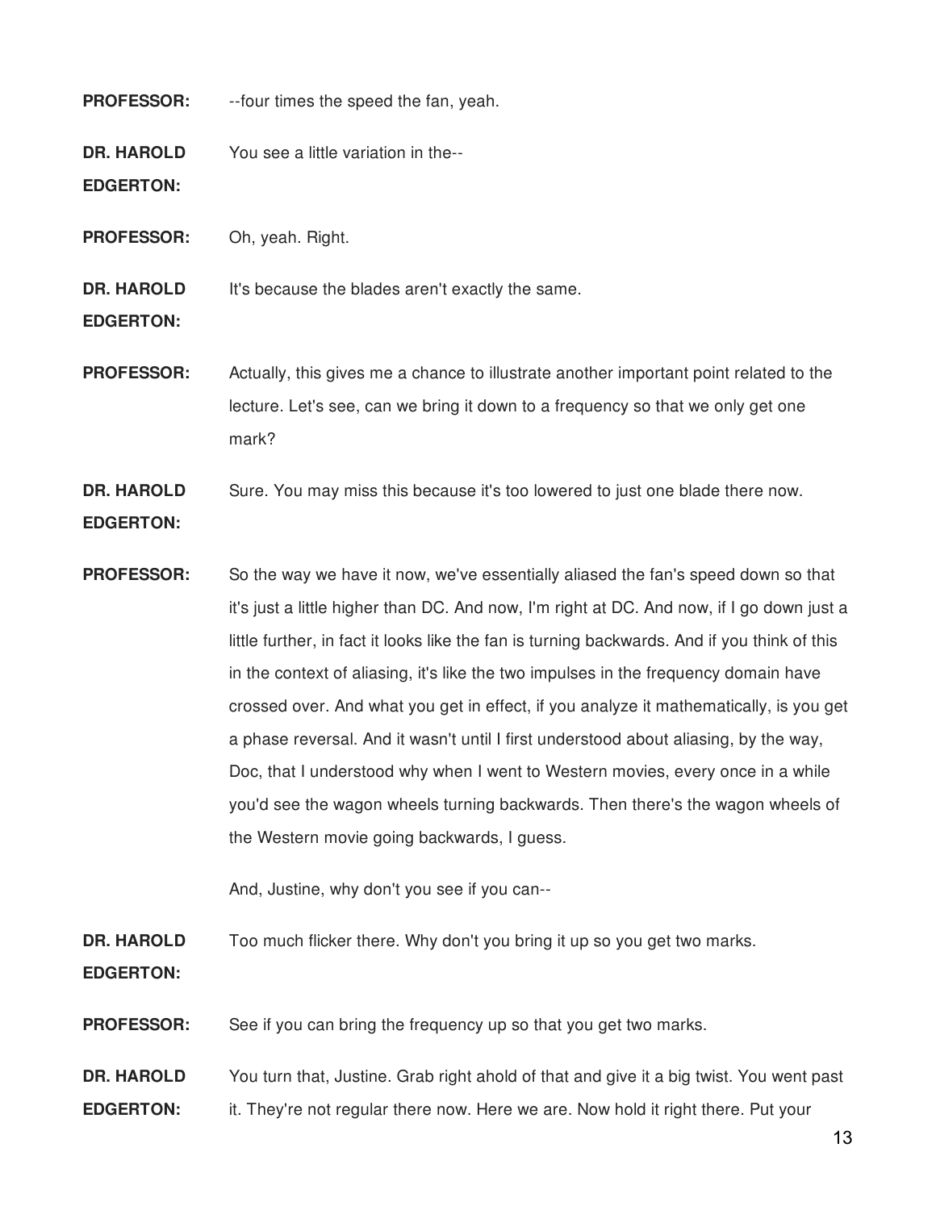**PROFESSOR:** --four times the speed the fan, yeah.

**DR. HAROLD EDGERTON:** You see a little variation in the--

**PROFESSOR:** Oh, yeah. Right.

**DR. HAROLD EDGERTON:** It's because the blades aren't exactly the same.

**PROFESSOR:** Actually, this gives me a chance to illustrate another important point related to the lecture. Let's see, can we bring it down to a frequency so that we only get one mark?

**DR. HAROLD EDGERTON:** Sure. You may miss this because it's too lowered to just one blade there now.

**PROFESSOR:** So the way we have it now, we've essentially aliased the fan's speed down so that it's just a little higher than DC. And now, I'm right at DC. And now, if I go down just a little further, in fact it looks like the fan is turning backwards. And if you think of this in the context of aliasing, it's like the two impulses in the frequency domain have crossed over. And what you get in effect, if you analyze it mathematically, is you get a phase reversal. And it wasn't until I first understood about aliasing, by the way, Doc, that I understood why when I went to Western movies, every once in a while you'd see the wagon wheels turning backwards. Then there's the wagon wheels of the Western movie going backwards, I guess.

And, Justine, why don't you see if you can--

**DR. HAROLD EDGERTON:** Too much flicker there. Why don't you bring it up so you get two marks.

**PROFESSOR:** See if you can bring the frequency up so that you get two marks.

**DR. HAROLD EDGERTON:** You turn that, Justine. Grab right ahold of that and give it a big twist. You went past it. They're not regular there now. Here we are. Now hold it right there. Put your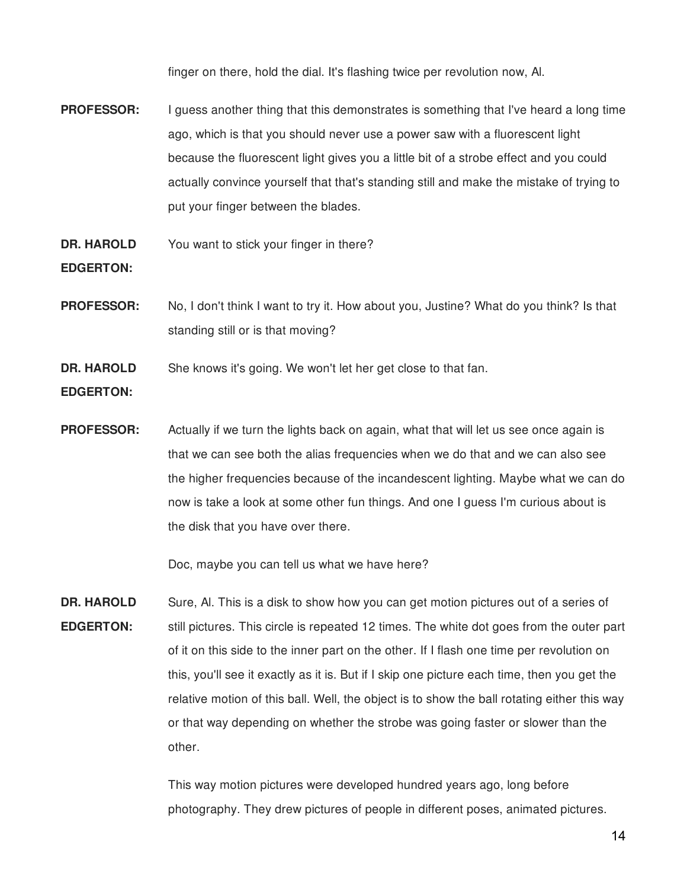finger on there, hold the dial. It's flashing twice per revolution now, Al.

**PROFESSOR:** I guess another thing that this demonstrates is something that I've heard a long time ago, which is that you should never use a power saw with a fluorescent light because the fluorescent light gives you a little bit of a strobe effect and you could actually convince yourself that that's standing still and make the mistake of trying to put your finger between the blades.

**DR. HAROLD EDGERTON:** You want to stick your finger in there?

**PROFESSOR:** No, I don't think I want to try it. How about you, Justine? What do you think? Is that standing still or is that moving?

**DR. HAROLD EDGERTON:** She knows it's going. We won't let her get close to that fan.

**PROFESSOR:** Actually if we turn the lights back on again, what that will let us see once again is that we can see both the alias frequencies when we do that and we can also see the higher frequencies because of the incandescent lighting. Maybe what we can do now is take a look at some other fun things. And one I guess I'm curious about is the disk that you have over there.

Doc, maybe you can tell us what we have here?

**DR. HAROLD EDGERTON:** Sure, Al. This is a disk to show how you can get motion pictures out of a series of still pictures. This circle is repeated 12 times. The white dot goes from the outer part of it on this side to the inner part on the other. If I flash one time per revolution on this, you'll see it exactly as it is. But if I skip one picture each time, then you get the relative motion of this ball. Well, the object is to show the ball rotating either this way or that way depending on whether the strobe was going faster or slower than the other.

This way motion pictures were developed hundred years ago, long before photography. They drew pictures of people in different poses, animated pictures.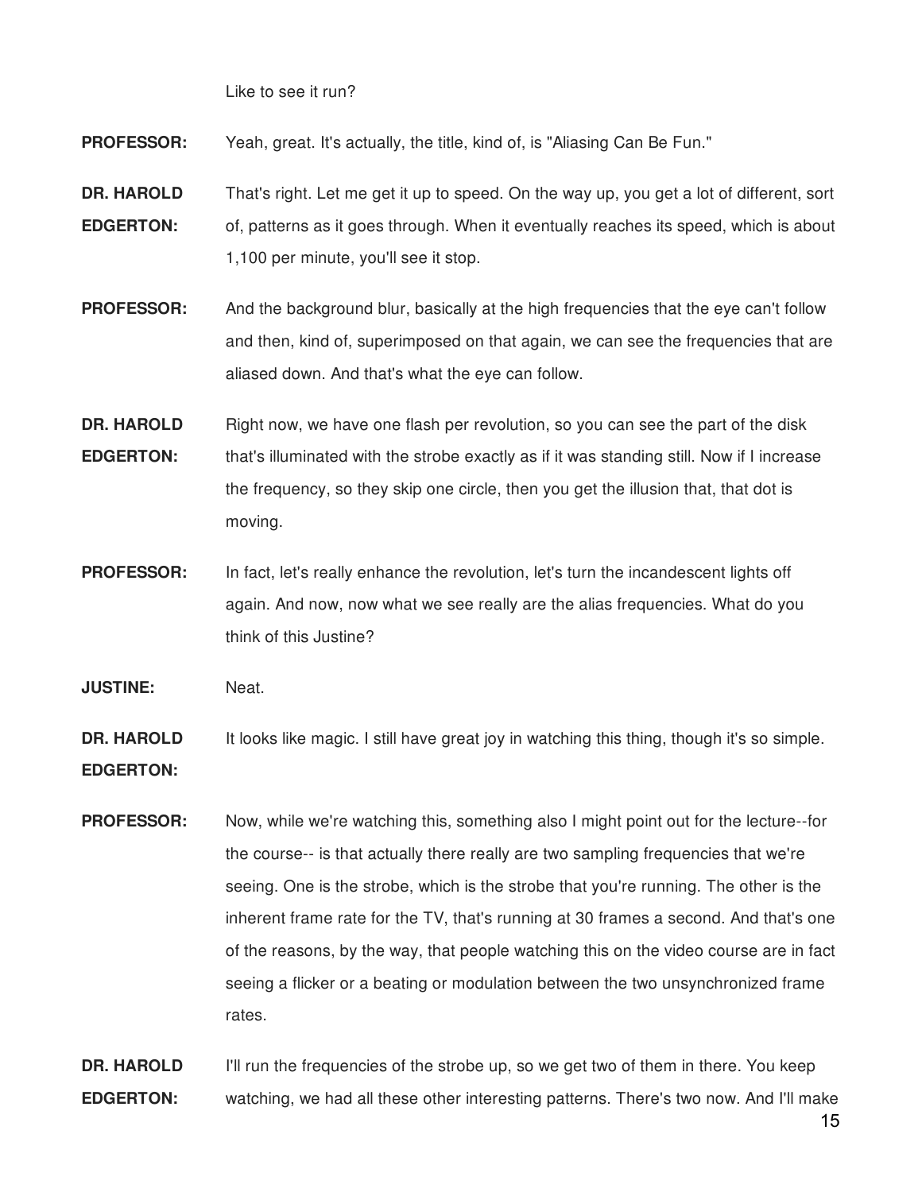Like to see it run?

**PROFESSOR:** Yeah, great. It's actually, the title, kind of, is "Aliasing Can Be Fun."

**DR. HAROLD EDGERTON:** That's right. Let me get it up to speed. On the way up, you get a lot of different, sort of, patterns as it goes through. When it eventually reaches its speed, which is about 1,100 per minute, you'll see it stop.

**PROFESSOR:** And the background blur, basically at the high frequencies that the eye can't follow and then, kind of, superimposed on that again, we can see the frequencies that are aliased down. And that's what the eye can follow.

**DR. HAROLD EDGERTON:** Right now, we have one flash per revolution, so you can see the part of the disk that's illuminated with the strobe exactly as if it was standing still. Now if I increase the frequency, so they skip one circle, then you get the illusion that, that dot is moving.

**PROFESSOR:** In fact, let's really enhance the revolution, let's turn the incandescent lights off again. And now, now what we see really are the alias frequencies. What do you think of this Justine?

**JUSTINE:** Neat.

**DR. HAROLD EDGERTON:** It looks like magic. I still have great joy in watching this thing, though it's so simple.

**PROFESSOR:** Now, while we're watching this, something also I might point out for the lecture--for the course-- is that actually there really are two sampling frequencies that we're seeing. One is the strobe, which is the strobe that you're running. The other is the inherent frame rate for the TV, that's running at 30 frames a second. And that's one of the reasons, by the way, that people watching this on the video course are in fact seeing a flicker or a beating or modulation between the two unsynchronized frame rates.

**DR. HAROLD EDGERTON:** I'll run the frequencies of the strobe up, so we get two of them in there. You keep watching, we had all these other interesting patterns. There's two now. And I'll make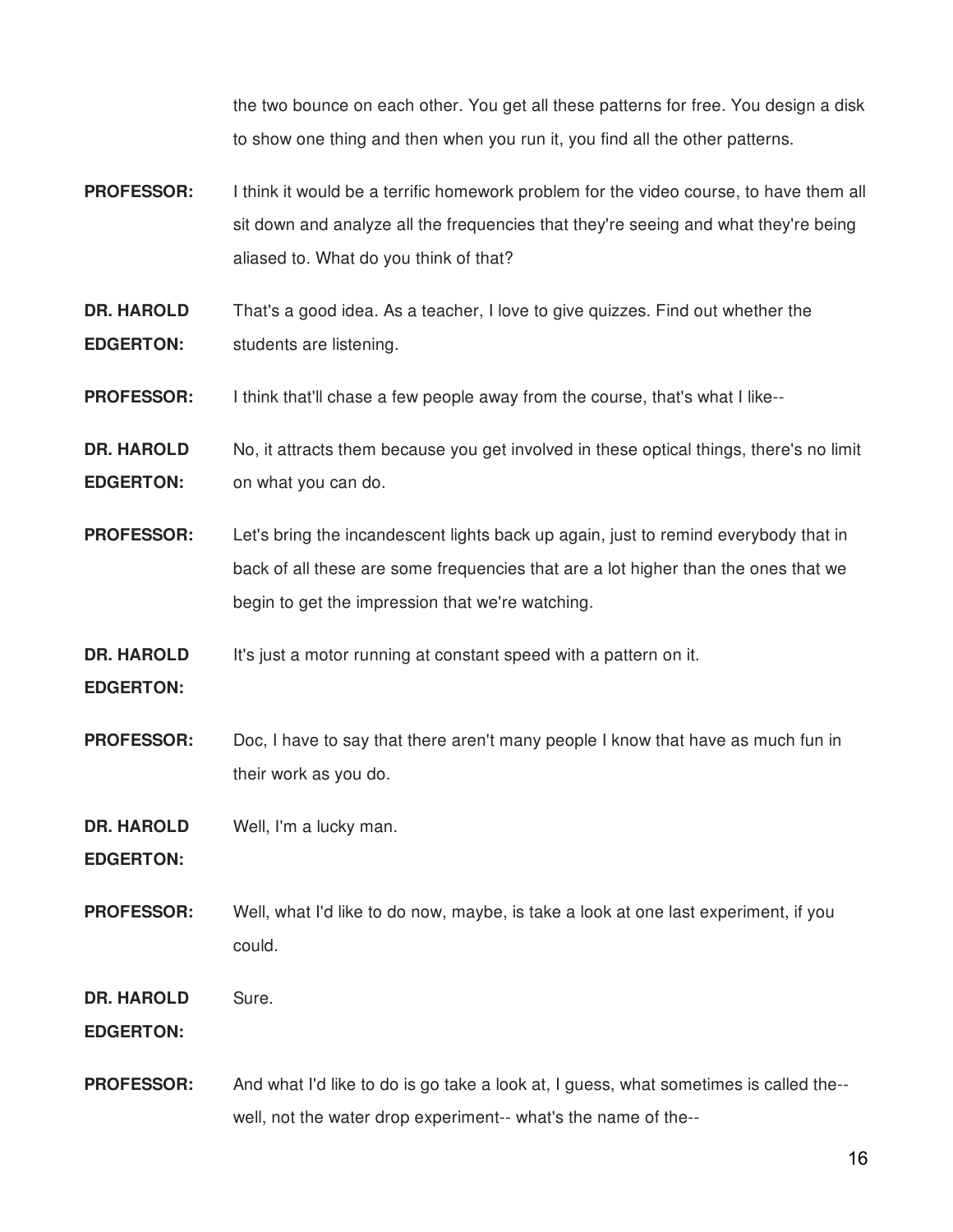the two bounce on each other. You get all these patterns for free. You design a disk to show one thing and then when you run it, you find all the other patterns.

**PROFESSOR:** I think it would be a terrific homework problem for the video course, to have them all sit down and analyze all the frequencies that they're seeing and what they're being aliased to. What do you think of that?

**DR. HAROLD EDGERTON:** That's a good idea. As a teacher, I love to give quizzes. Find out whether the students are listening.

**PROFESSOR:** I think that'll chase a few people away from the course, that's what I like--

**DR. HAROLD EDGERTON:** No, it attracts them because you get involved in these optical things, there's no limit on what you can do.

**PROFESSOR:** Let's bring the incandescent lights back up again, just to remind everybody that in back of all these are some frequencies that are a lot higher than the ones that we begin to get the impression that we're watching.

**DR. HAROLD EDGERTON:** It's just a motor running at constant speed with a pattern on it.

**PROFESSOR:** Doc, I have to say that there aren't many people I know that have as much fun in their work as you do.

**DR. HAROLD EDGERTON:** Well, I'm a lucky man.

**PROFESSOR:** Well, what I'd like to do now, maybe, is take a look at one last experiment, if you could.

**DR. HAROLD EDGERTON:** Sure.

**PROFESSOR:** And what I'd like to do is go take a look at, I guess, what sometimes is called the-- well, not the water drop experiment-- what's the name of the--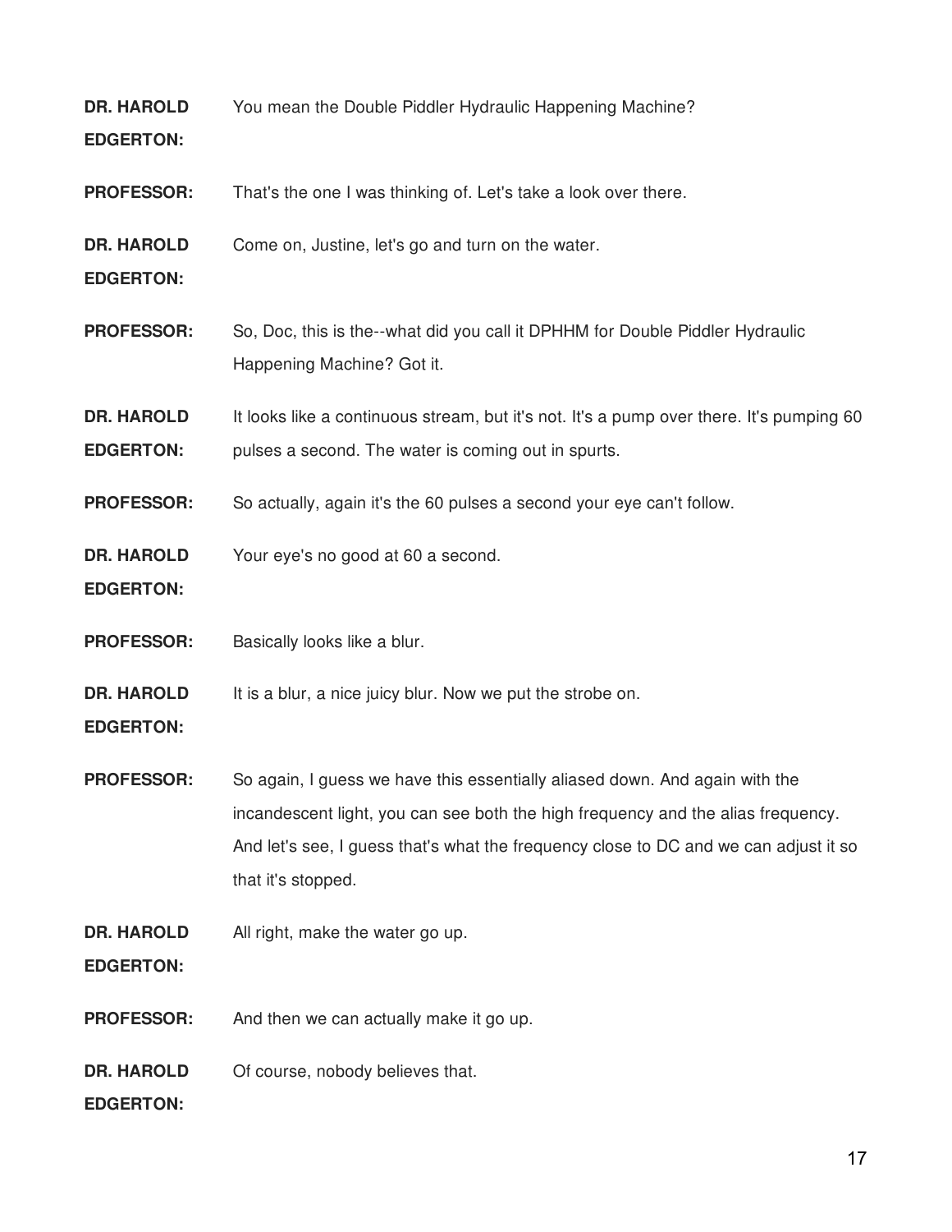**DR. HAROLD EDGERTON:** You mean the Double Piddler Hydraulic Happening Machine?

**PROFESSOR:** That's the one I was thinking of. Let's take a look over there.

**DR. HAROLD EDGERTON:** Come on, Justine, let's go and turn on the water.

**PROFESSOR:** So, Doc, this is the--what did you call it DPHHM for Double Piddler Hydraulic Happening Machine? Got it.

**DR. HAROLD EDGERTON:** It looks like a continuous stream, but it's not. It's a pump over there. It's pumping 60 pulses a second. The water is coming out in spurts.

**PROFESSOR:** So actually, again it's the 60 pulses a second your eye can't follow.

**DR. HAROLD EDGERTON:** Your eye's no good at 60 a second.

**PROFESSOR:** Basically looks like a blur.

**DR. HAROLD EDGERTON:** It is a blur, a nice juicy blur. Now we put the strobe on.

**PROFESSOR:** So again, I guess we have this essentially aliased down. And again with the incandescent light, you can see both the high frequency and the alias frequency. And let's see, I guess that's what the frequency close to DC and we can adjust it so that it's stopped.

**DR. HAROLD EDGERTON:** All right, make the water go up.

**PROFESSOR:** And then we can actually make it go up.

**DR. HAROLD EDGERTON:** Of course, nobody believes that.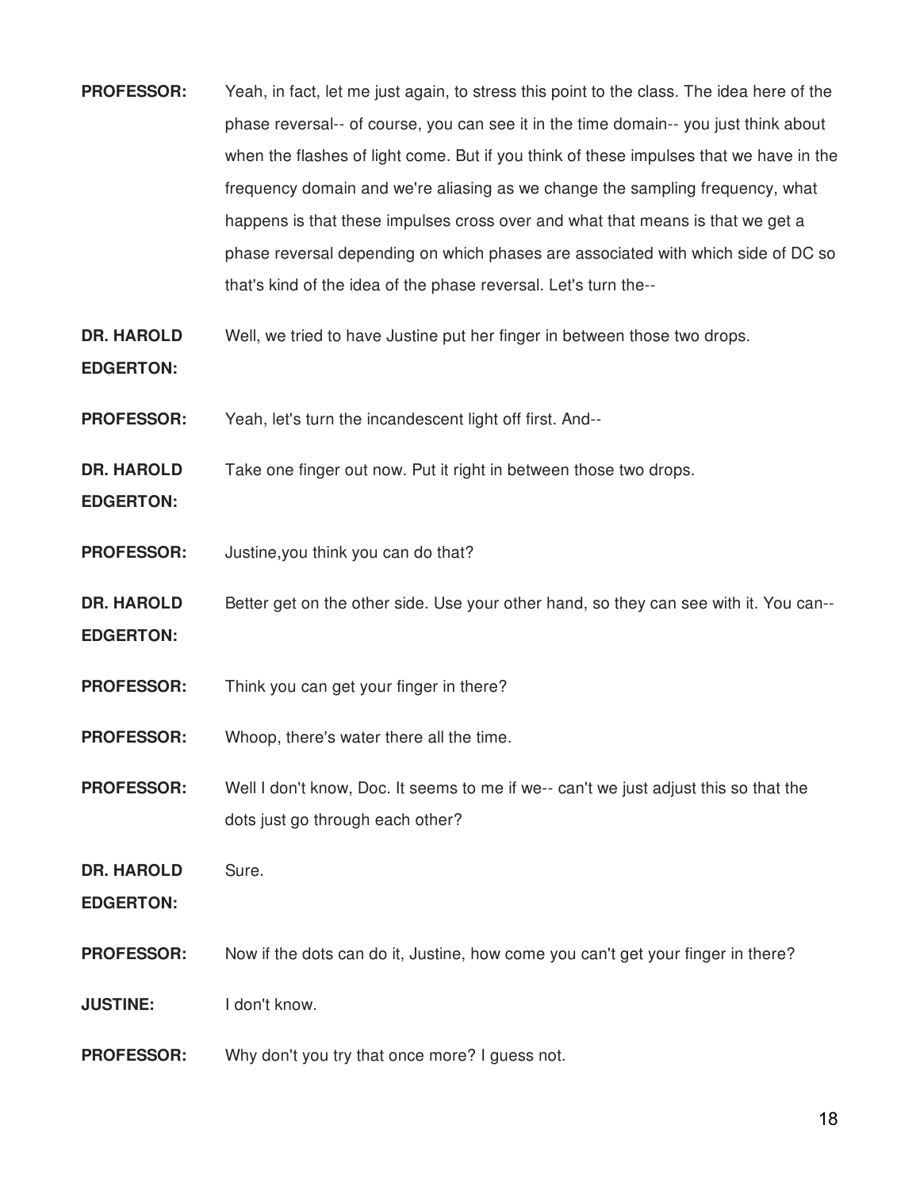**PROFESSOR:** Yeah, in fact, let me just again, to stress this point to the class. The idea here of the phase reversal-- of course, you can see it in the time domain-- you just think about when the flashes of light come. But if you think of these impulses that we have in the frequency domain and we're aliasing as we change the sampling frequency, what happens is that these impulses cross over and what that means is that we get a phase reversal depending on which phases are associated with which side of DC so that's kind of the idea of the phase reversal. Let's turn the--

**DR. HAROLD EDGERTON:** Well, we tried to have Justine put her finger in between those two drops.

**PROFESSOR:** Yeah, let's turn the incandescent light off first. And--

**DR. HAROLD EDGERTON:** Take one finger out now. Put it right in between those two drops.

**PROFESSOR:** Justine,you think you can do that?

**DR. HAROLD EDGERTON:** Better get on the other side. Use your other hand, so they can see with it. You can--

**PROFESSOR:** Think you can get your finger in there?

**PROFESSOR:** Whoop, there's water there all the time.

**PROFESSOR:** Well I don't know, Doc. It seems to me if we-- can't we just adjust this so that the dots just go through each other?

**DR. HAROLD EDGERTON:** Sure.

**PROFESSOR:** Now if the dots can do it, Justine, how come you can't get your finger in there?

**JUSTINE:** I don't know.

**PROFESSOR:** Why don't you try that once more? I guess not.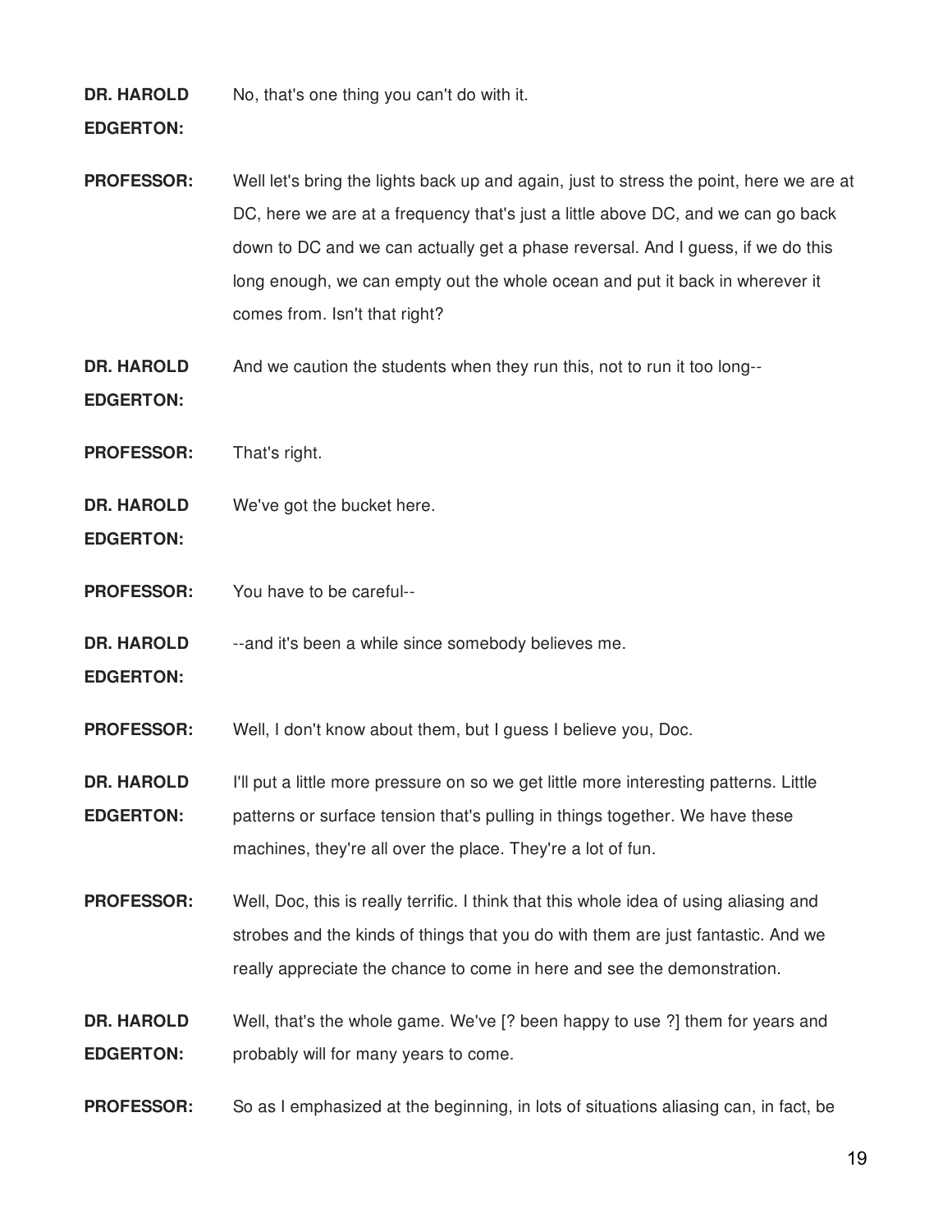**DR. HAROLD EDGERTON:** No, that's one thing you can't do with it.

**PROFESSOR:** Well let's bring the lights back up and again, just to stress the point, here we are at DC, here we are at a frequency that's just a little above DC, and we can go back down to DC and we can actually get a phase reversal. And I guess, if we do this long enough, we can empty out the whole ocean and put it back in wherever it comes from. Isn't that right?

**DR. HAROLD EDGERTON:** And we caution the students when they run this, not to run it too long--

**PROFESSOR:** That's right.

**DR. HAROLD EDGERTON:** We've got the bucket here.

**PROFESSOR:** You have to be careful--

**DR. HAROLD EDGERTON:** --and it's been a while since somebody believes me.

**PROFESSOR:** Well, I don't know about them, but I guess I believe you, Doc.

**DR. HAROLD EDGERTON:** I'll put a little more pressure on so we get little more interesting patterns. Little patterns or surface tension that's pulling in things together. We have these machines, they're all over the place. They're a lot of fun.

**PROFESSOR:** Well, Doc, this is really terrific. I think that this whole idea of using aliasing and strobes and the kinds of things that you do with them are just fantastic. And we really appreciate the chance to come in here and see the demonstration.

**DR. HAROLD EDGERTON:** Well, that's the whole game. We've [? been happy to use ?] them for years and probably will for many years to come.

**PROFESSOR:** So as I emphasized at the beginning, in lots of situations aliasing can, in fact, be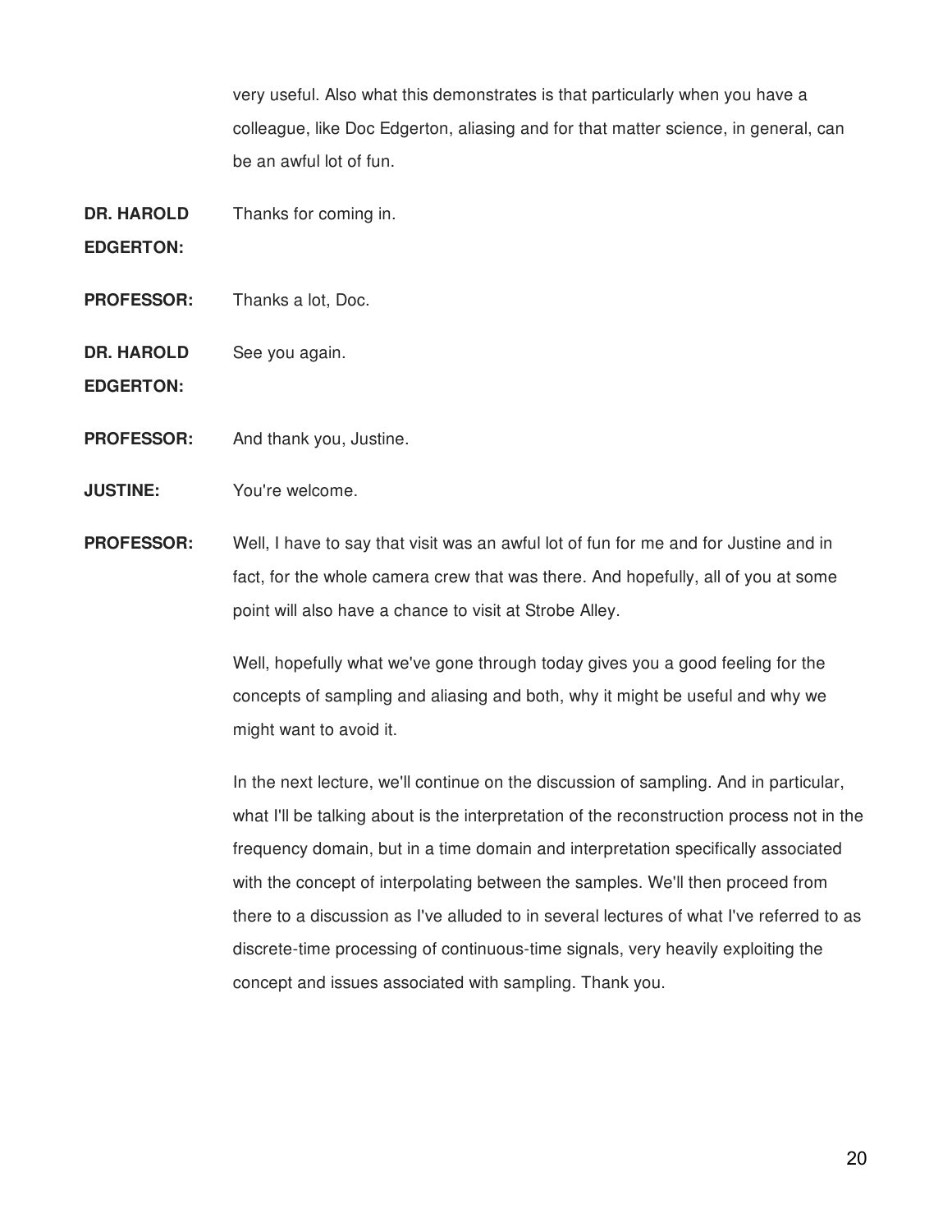very useful. Also what this demonstrates is that particularly when you have a colleague, like Doc Edgerton, aliasing and for that matter science, in general, can be an awful lot of fun.

**DR. HAROLD EDGERTON:** Thanks for coming in.

**PROFESSOR:** Thanks a lot, Doc.

**DR. HAROLD EDGERTON:** See you again.

**PROFESSOR:** And thank you, Justine.

**JUSTINE:** You're welcome.

**PROFESSOR:** Well, I have to say that visit was an awful lot of fun for me and for Justine and in fact, for the whole camera crew that was there. And hopefully, all of you at some point will also have a chance to visit at Strobe Alley.

Well, hopefully what we've gone through today gives you a good feeling for the concepts of sampling and aliasing and both, why it might be useful and why we might want to avoid it.

In the next lecture, we'll continue on the discussion of sampling. And in particular, what I'll be talking about is the interpretation of the reconstruction process not in the frequency domain, but in a time domain and interpretation specifically associated with the concept of interpolating between the samples. We'll then proceed from there to a discussion as I've alluded to in several lectures of what I've referred to as discrete-time processing of continuous-time signals, very heavily exploiting the concept and issues associated with sampling. Thank you.